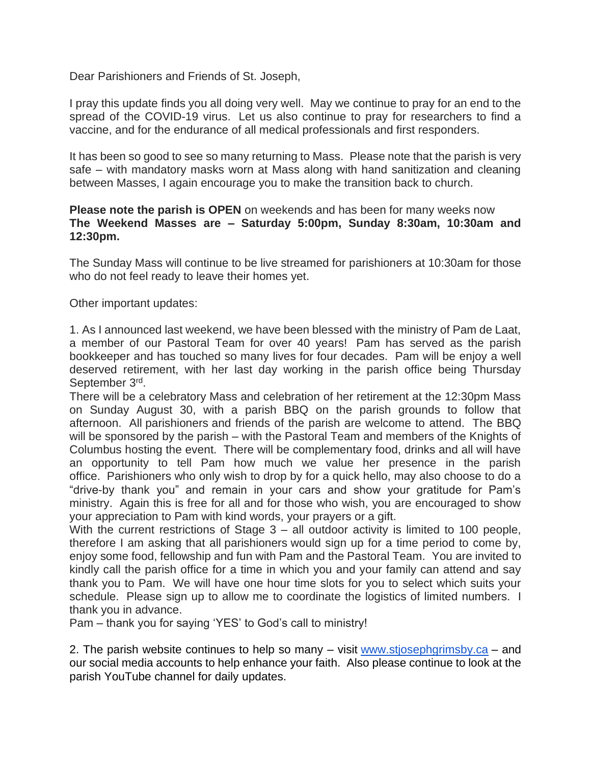Dear Parishioners and Friends of St. Joseph,

I pray this update finds you all doing very well. May we continue to pray for an end to the spread of the COVID-19 virus. Let us also continue to pray for researchers to find a vaccine, and for the endurance of all medical professionals and first responders.

It has been so good to see so many returning to Mass. Please note that the parish is very safe – with mandatory masks worn at Mass along with hand sanitization and cleaning between Masses, I again encourage you to make the transition back to church.

**Please note the parish is OPEN** on weekends and has been for many weeks now
**The Weekend Masses are – Saturday 5:00pm, Sunday 8:30am, 10:30am and 12:30pm.**

The Sunday Mass will continue to be live streamed for parishioners at 10:30am for those who do not feel ready to leave their homes yet.

Other important updates:

1. As I announced last weekend, we have been blessed with the ministry of Pam de Laat, a member of our Pastoral Team for over 40 years! Pam has served as the parish bookkeeper and has touched so many lives for four decades. Pam will be enjoy a well deserved retirement, with her last day working in the parish office being Thursday September 3rd.
There will be a celebratory Mass and celebration of her retirement at the 12:30pm Mass on Sunday August 30, with a parish BBQ on the parish grounds to follow that afternoon. All parishioners and friends of the parish are welcome to attend. The BBQ will be sponsored by the parish – with the Pastoral Team and members of the Knights of Columbus hosting the event. There will be complementary food, drinks and all will have an opportunity to tell Pam how much we value her presence in the parish office. Parishioners who only wish to drop by for a quick hello, may also choose to do a "drive-by thank you" and remain in your cars and show your gratitude for Pam's ministry. Again this is free for all and for those who wish, you are encouraged to show your appreciation to Pam with kind words, your prayers or a gift.
With the current restrictions of Stage 3 – all outdoor activity is limited to 100 people, therefore I am asking that all parishioners would sign up for a time period to come by, enjoy some food, fellowship and fun with Pam and the Pastoral Team. You are invited to kindly call the parish office for a time in which you and your family can attend and say thank you to Pam. We will have one hour time slots for you to select which suits your schedule. Please sign up to allow me to coordinate the logistics of limited numbers. I thank you in advance.
Pam – thank you for saying 'YES' to God's call to ministry!

2. The parish website continues to help so many – visit [www.stjosephgrimsby.ca](http://www.stjosephgrimsby.ca) – and our social media accounts to help enhance your faith. Also please continue to look at the parish YouTube channel for daily updates.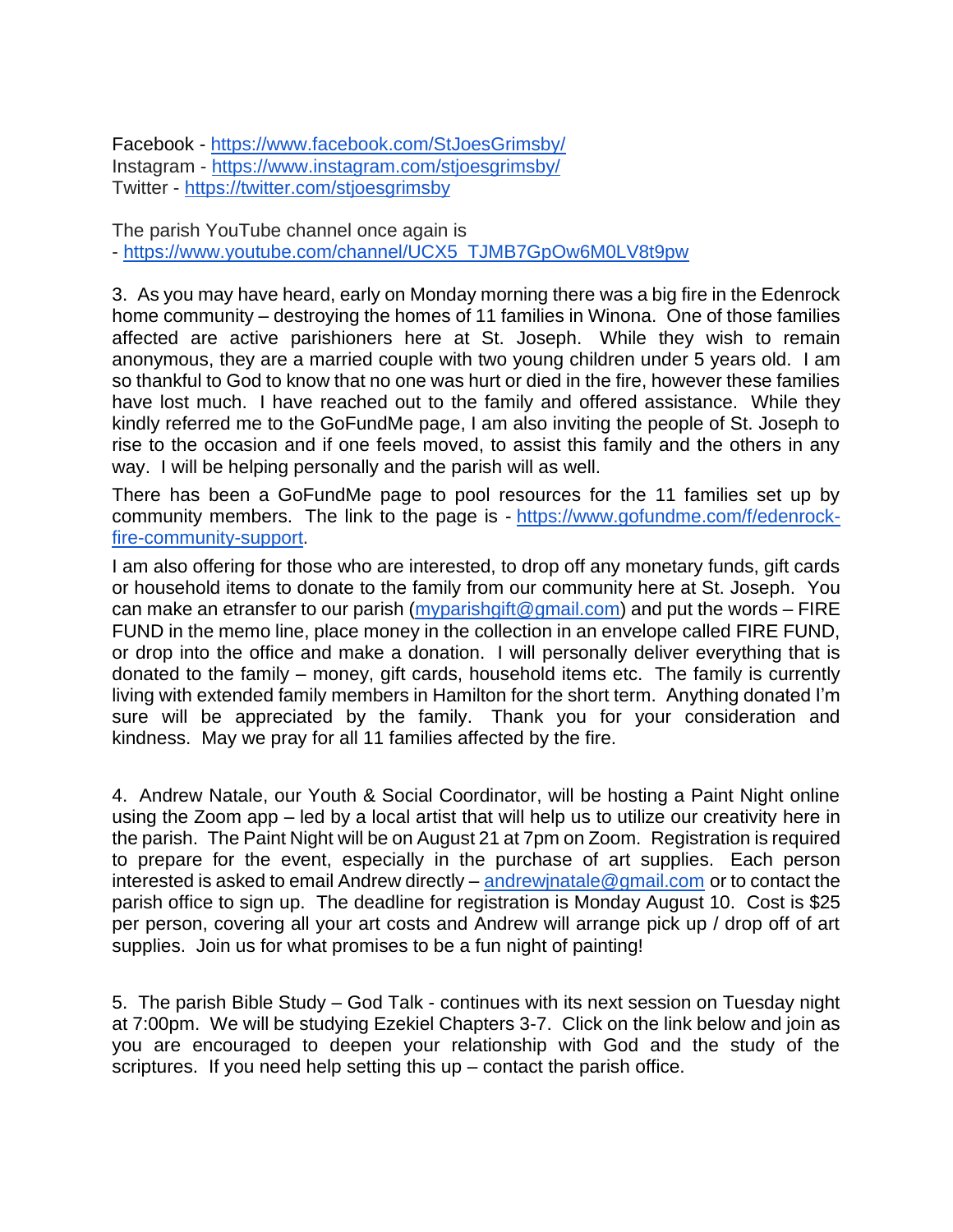Facebook - https://www.facebook.com/StJoesGrimsby/
Instagram - https://www.instagram.com/stjoesgrimsby/
Twitter - https://twitter.com/stjoesgrimsby

The parish YouTube channel once again is
- https://www.youtube.com/channel/UCX5_TJMB7GpOw6M0LV8t9pw

3. As you may have heard, early on Monday morning there was a big fire in the Edenrock home community – destroying the homes of 11 families in Winona. One of those families affected are active parishioners here at St. Joseph. While they wish to remain anonymous, they are a married couple with two young children under 5 years old. I am so thankful to God to know that no one was hurt or died in the fire, however these families have lost much. I have reached out to the family and offered assistance. While they kindly referred me to the GoFundMe page, I am also inviting the people of St. Joseph to rise to the occasion and if one feels moved, to assist this family and the others in any way. I will be helping personally and the parish will as well.

There has been a GoFundMe page to pool resources for the 11 families set up by community members. The link to the page is - https://www.gofundme.com/f/edenrock-fire-community-support.

I am also offering for those who are interested, to drop off any monetary funds, gift cards or household items to donate to the family from our community here at St. Joseph. You can make an etransfer to our parish (myparishgift@gmail.com) and put the words – FIRE FUND in the memo line, place money in the collection in an envelope called FIRE FUND, or drop into the office and make a donation. I will personally deliver everything that is donated to the family – money, gift cards, household items etc. The family is currently living with extended family members in Hamilton for the short term. Anything donated I'm sure will be appreciated by the family. Thank you for your consideration and kindness. May we pray for all 11 families affected by the fire.

4. Andrew Natale, our Youth & Social Coordinator, will be hosting a Paint Night online using the Zoom app – led by a local artist that will help us to utilize our creativity here in the parish. The Paint Night will be on August 21 at 7pm on Zoom. Registration is required to prepare for the event, especially in the purchase of art supplies. Each person interested is asked to email Andrew directly – andrewjnatale@gmail.com or to contact the parish office to sign up. The deadline for registration is Monday August 10. Cost is $25 per person, covering all your art costs and Andrew will arrange pick up / drop off of art supplies. Join us for what promises to be a fun night of painting!

5. The parish Bible Study – God Talk - continues with its next session on Tuesday night at 7:00pm. We will be studying Ezekiel Chapters 3-7. Click on the link below and join as you are encouraged to deepen your relationship with God and the study of the scriptures. If you need help setting this up – contact the parish office.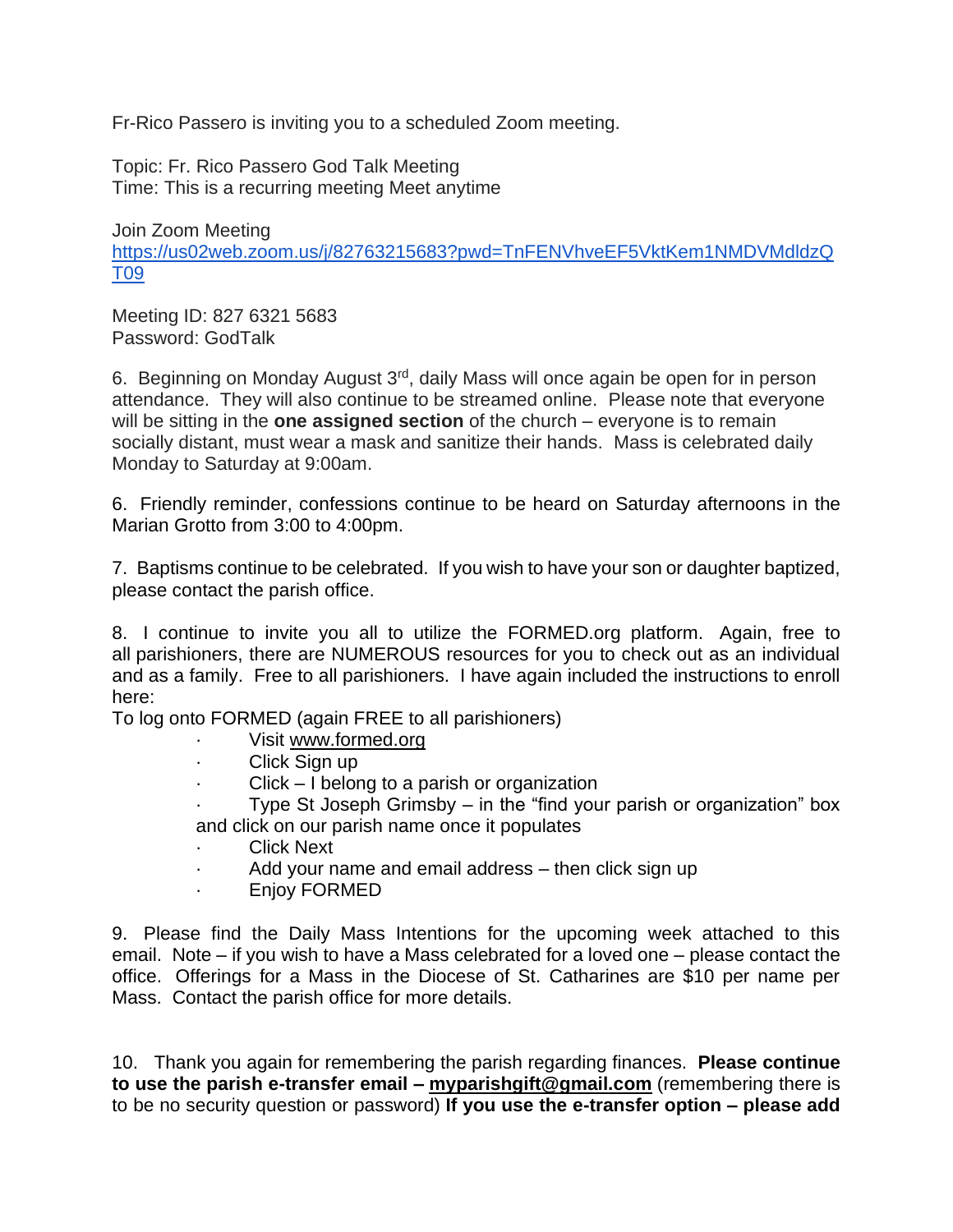Fr-Rico Passero is inviting you to a scheduled Zoom meeting.

Topic: Fr. Rico Passero God Talk Meeting
Time: This is a recurring meeting Meet anytime

Join Zoom Meeting
https://us02web.zoom.us/j/82763215683?pwd=TnFENVhveEF5VktKem1NMDVMdldzQT09

Meeting ID: 827 6321 5683
Password: GodTalk

6. Beginning on Monday August 3rd, daily Mass will once again be open for in person attendance. They will also continue to be streamed online. Please note that everyone will be sitting in the **one assigned section** of the church – everyone is to remain socially distant, must wear a mask and sanitize their hands. Mass is celebrated daily Monday to Saturday at 9:00am.

6. Friendly reminder, confessions continue to be heard on Saturday afternoons in the Marian Grotto from 3:00 to 4:00pm.

7. Baptisms continue to be celebrated. If you wish to have your son or daughter baptized, please contact the parish office.

8. I continue to invite you all to utilize the FORMED.org platform. Again, free to all parishioners, there are NUMEROUS resources for you to check out as an individual and as a family. Free to all parishioners. I have again included the instructions to enroll here:

To log onto FORMED (again FREE to all parishioners)

- Visit www.formed.org
- Click Sign up
- Click – I belong to a parish or organization
- Type St Joseph Grimsby – in the "find your parish or organization" box and click on our parish name once it populates
- Click Next
- Add your name and email address – then click sign up
- Enjoy FORMED

9. Please find the Daily Mass Intentions for the upcoming week attached to this email. Note – if you wish to have a Mass celebrated for a loved one – please contact the office. Offerings for a Mass in the Diocese of St. Catharines are $10 per name per Mass. Contact the parish office for more details.

10. Thank you again for remembering the parish regarding finances. **Please continue to use the parish e-transfer email – myparishgift@gmail.com** (remembering there is to be no security question or password) **If you use the e-transfer option – please add**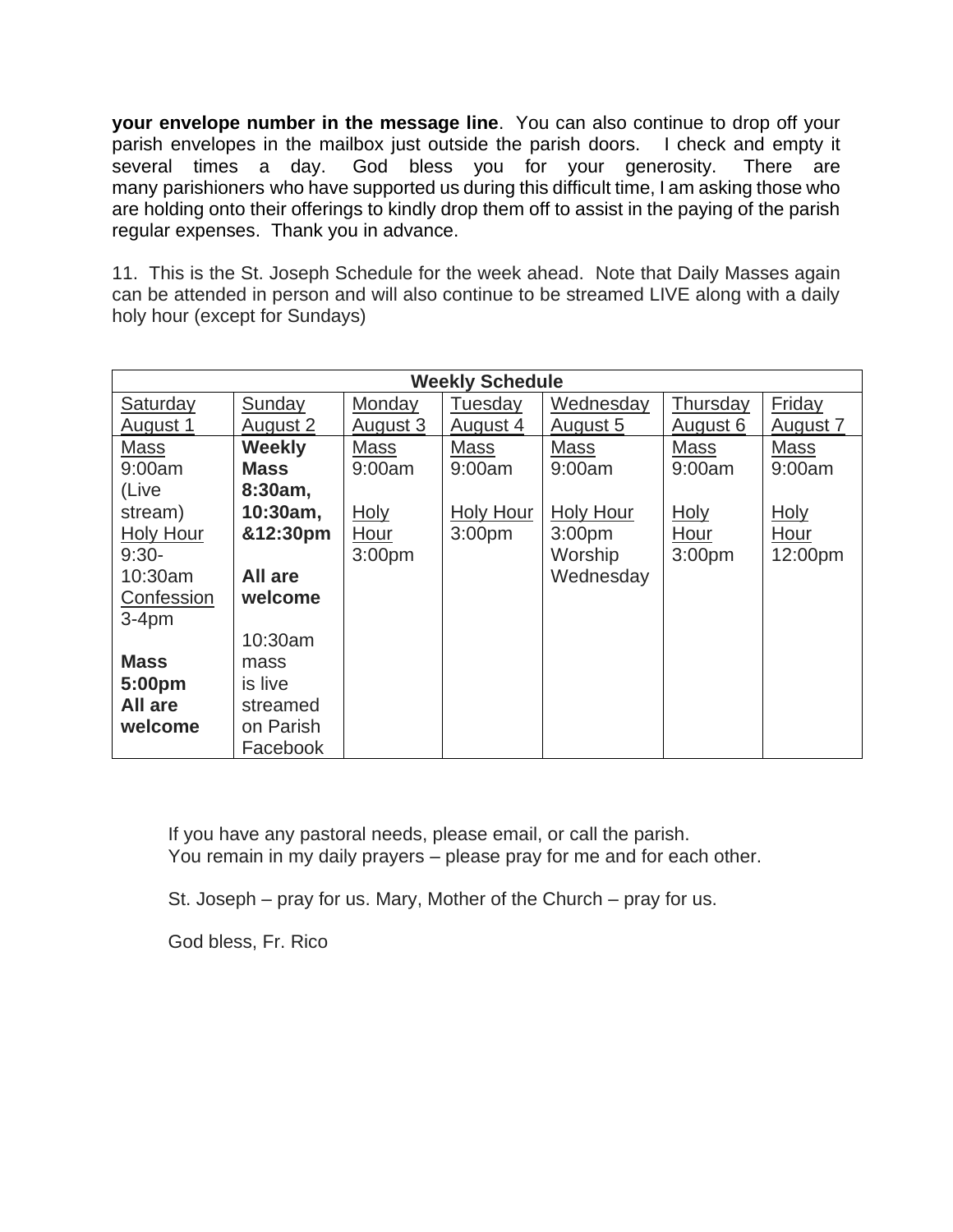**your envelope number in the message line**. You can also continue to drop off your parish envelopes in the mailbox just outside the parish doors. I check and empty it several times a day. God bless you for your generosity. There are many parishioners who have supported us during this difficult time, I am asking those who are holding onto their offerings to kindly drop them off to assist in the paying of the parish regular expenses. Thank you in advance.

11. This is the St. Joseph Schedule for the week ahead. Note that Daily Masses again can be attended in person and will also continue to be streamed LIVE along with a daily holy hour (except for Sundays)

| **Weekly Schedule** | | | | | | |
|---|---|---|---|---|---|---|
| Saturday August 1 | Sunday August 2 | Monday August 3 | Tuesday August 4 | Wednesday August 5 | Thursday August 6 | Friday August 7 |
| Mass 9:00am (Live stream) Holy Hour 9:30-10:30am Confession 3-4pm **Mass 5:00pm All are welcome** | **Weekly Mass 8:30am, 10:30am, &12:30pm All are welcome** 10:30am mass is live streamed on Parish Facebook | Mass 9:00am Holy Hour 3:00pm | Mass 9:00am Holy Hour 3:00pm | Mass 9:00am Holy Hour 3:00pm Worship Wednesday | Mass 9:00am Holy Hour 3:00pm | Mass 9:00am Holy Hour 12:00pm |

If you have any pastoral needs, please email, or call the parish.
You remain in my daily prayers – please pray for me and for each other.

St. Joseph – pray for us. Mary, Mother of the Church – pray for us.

God bless, Fr. Rico